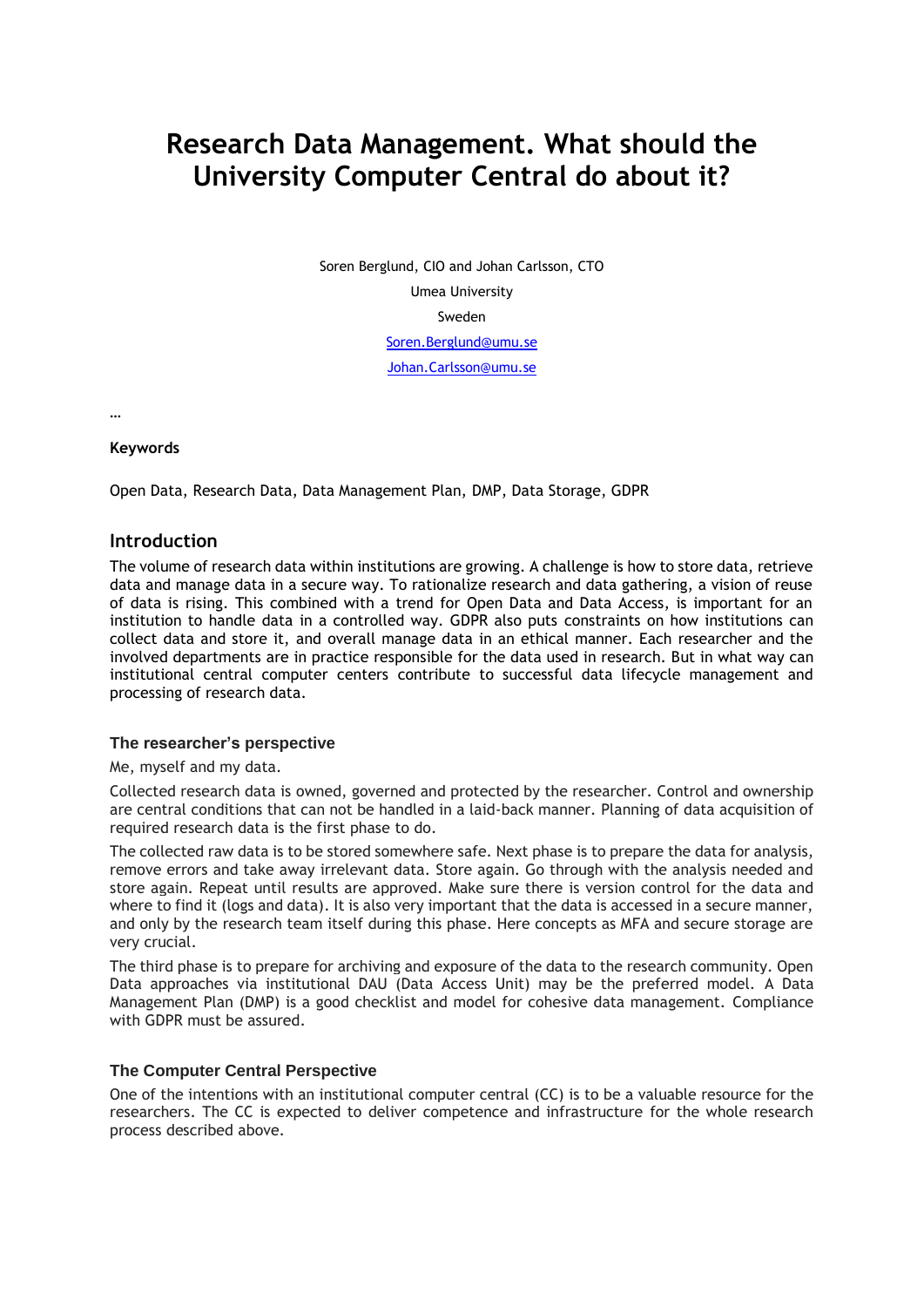# Research Data Management. What should the University Computer Central do about it?

Soren Berglund, CIO and Johan Carlsson, CTO

Umea University

Sweden

Soren.Berglund@umu.se

Johan.Carlsson@umu.se

…

**Keywords**

Open Data, Research Data, Data Management Plan, DMP, Data Storage, GDPR

## Introduction

The volume of research data within institutions are growing. A challenge is how to store data, retrieve data and manage data in a secure way. To rationalize research and data gathering, a vision of reuse of data is rising. This combined with a trend for Open Data and Data Access, is important for an institution to handle data in a controlled way. GDPR also puts constraints on how institutions can collect data and store it, and overall manage data in an ethical manner. Each researcher and the involved departments are in practice responsible for the data used in research. But in what way can institutional central computer centers contribute to successful data lifecycle management and processing of research data.

### The researcher's perspective

Me, myself and my data.

Collected research data is owned, governed and protected by the researcher. Control and ownership are central conditions that can not be handled in a laid-back manner. Planning of data acquisition of required research data is the first phase to do.

The collected raw data is to be stored somewhere safe. Next phase is to prepare the data for analysis, remove errors and take away irrelevant data. Store again. Go through with the analysis needed and store again. Repeat until results are approved. Make sure there is version control for the data and where to find it (logs and data). It is also very important that the data is accessed in a secure manner, and only by the research team itself during this phase. Here concepts as MFA and secure storage are very crucial.

The third phase is to prepare for archiving and exposure of the data to the research community. Open Data approaches via institutional DAU (Data Access Unit) may be the preferred model. A Data Management Plan (DMP) is a good checklist and model for cohesive data management. Compliance with GDPR must be assured.

### The Computer Central Perspective

One of the intentions with an institutional computer central (CC) is to be a valuable resource for the researchers. The CC is expected to deliver competence and infrastructure for the whole research process described above.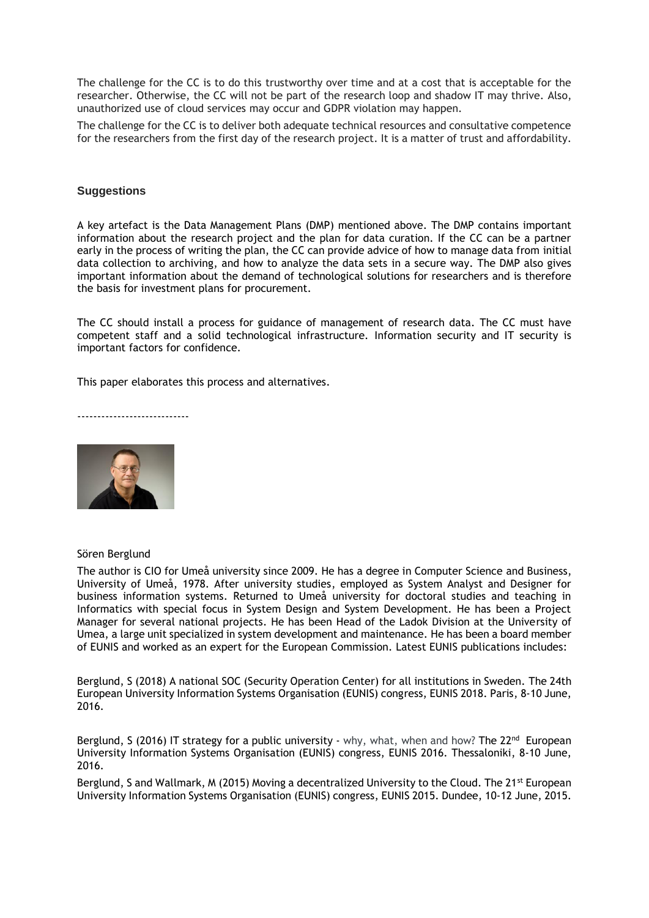The challenge for the CC is to do this trustworthy over time and at a cost that is acceptable for the researcher. Otherwise, the CC will not be part of the research loop and shadow IT may thrive. Also, unauthorized use of cloud services may occur and GDPR violation may happen.

The challenge for the CC is to deliver both adequate technical resources and consultative competence for the researchers from the first day of the research project. It is a matter of trust and affordability.

## Suggestions

A key artefact is the Data Management Plans (DMP) mentioned above. The DMP contains important information about the research project and the plan for data curation. If the CC can be a partner early in the process of writing the plan, the CC can provide advice of how to manage data from initial data collection to archiving, and how to analyze the data sets in a secure way. The DMP also gives important information about the demand of technological solutions for researchers and is therefore the basis for investment plans for procurement.

The CC should install a process for guidance of management of research data. The CC must have competent staff and a solid technological infrastructure. Information security and IT security is important factors for confidence.

This paper elaborates this process and alternatives.

----------------------------

Sören Berglund

The author is CIO for Umeå university since 2009. He has a degree in Computer Science and Business, University of Umeå, 1978. After university studies, employed as System Analyst and Designer for business information systems. Returned to Umeå university for doctoral studies and teaching in Informatics with special focus in System Design and System Development. He has been a Project Manager for several national projects. He has been Head of the Ladok Division at the University of Umea, a large unit specialized in system development and maintenance. He has been a board member of EUNIS and worked as an expert for the European Commission. Latest EUNIS publications includes:

Berglund, S (2018) A national SOC (Security Operation Center) for all institutions in Sweden. The 24th European University Information Systems Organisation (EUNIS) congress, EUNIS 2018. Paris, 8-10 June, 2016.

Berglund, S (2016) IT strategy for a public university - why, what, when and how? The 22nd European University Information Systems Organisation (EUNIS) congress, EUNIS 2016. Thessaloniki, 8-10 June, 2016.

Berglund, S and Wallmark, M (2015) Moving a decentralized University to the Cloud. The 21st European University Information Systems Organisation (EUNIS) congress, EUNIS 2015. Dundee, 10-12 June, 2015.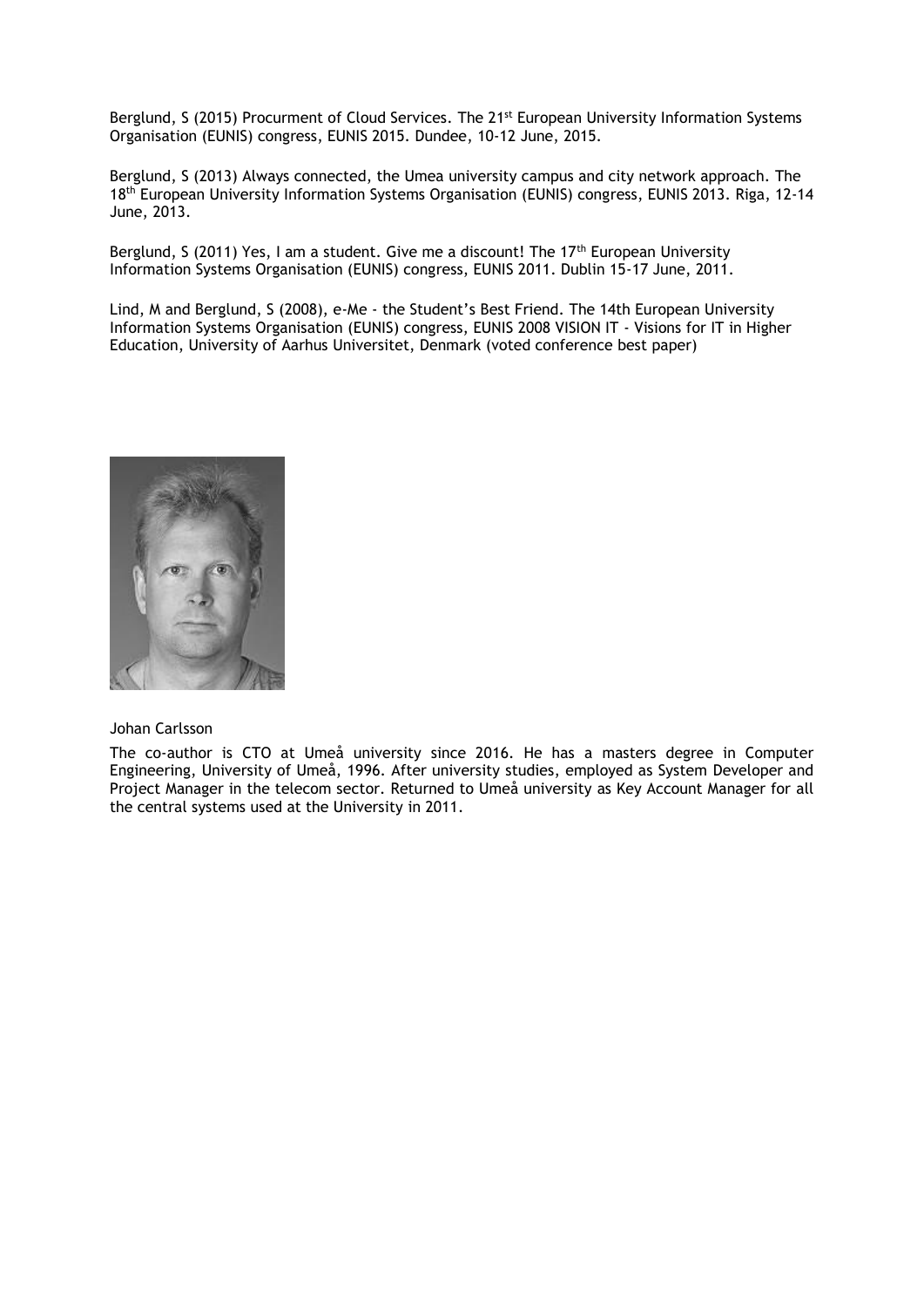Berglund, S (2015) Procurment of Cloud Services. The 21st European University Information Systems Organisation (EUNIS) congress, EUNIS 2015. Dundee, 10-12 June, 2015.

Berglund, S (2013) Always connected, the Umea university campus and city network approach. The 18th European University Information Systems Organisation (EUNIS) congress, EUNIS 2013. Riga, 12-14 June, 2013.

Berglund, S (2011) Yes, I am a student. Give me a discount! The 17th European University Information Systems Organisation (EUNIS) congress, EUNIS 2011. Dublin 15-17 June, 2011.

Lind, M and Berglund, S (2008), e-Me - the Student's Best Friend. The 14th European University Information Systems Organisation (EUNIS) congress, EUNIS 2008 VISION IT - Visions for IT in Higher Education, University of Aarhus Universitet, Denmark (voted conference best paper)

Johan Carlsson

The co-author is CTO at Umeå university since 2016. He has a masters degree in Computer Engineering, University of Umeå, 1996. After university studies, employed as System Developer and Project Manager in the telecom sector. Returned to Umeå university as Key Account Manager for all the central systems used at the University in 2011.